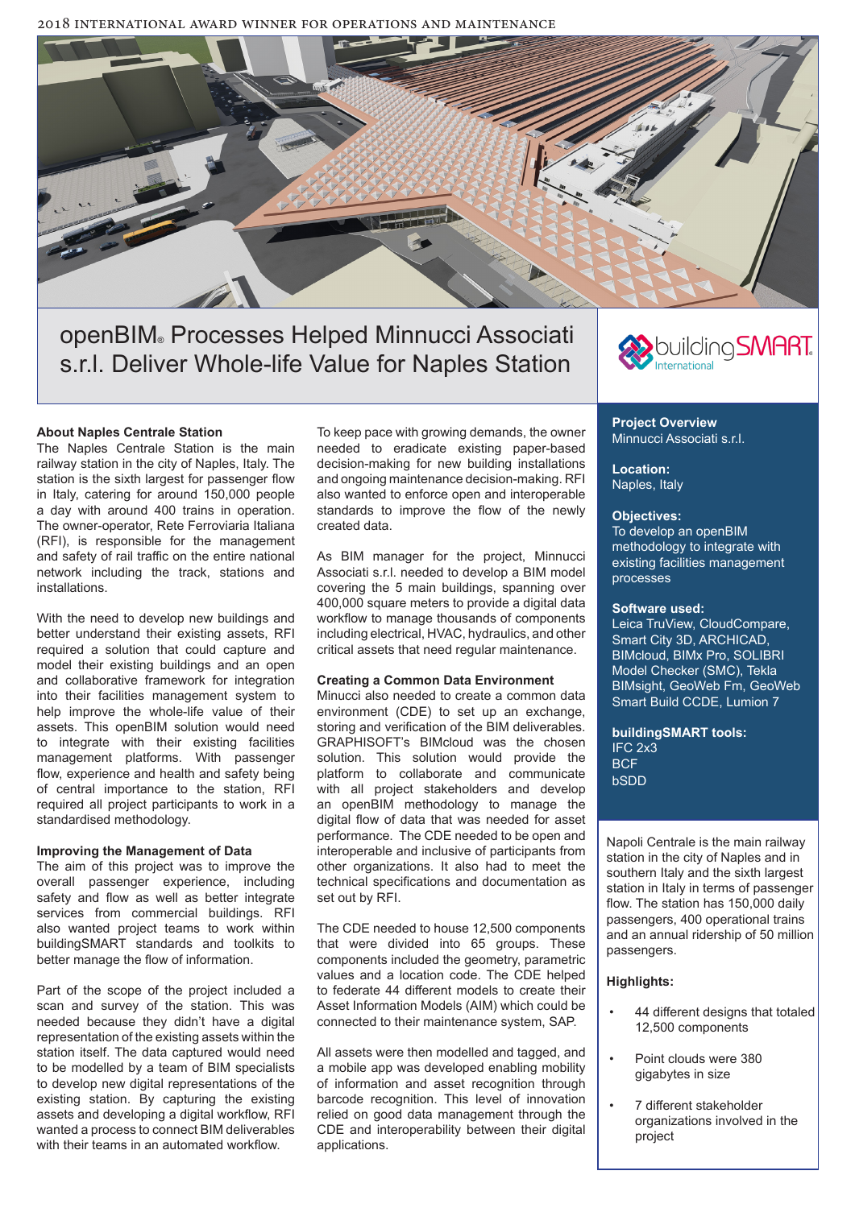2018 INTERNATIONAL AWARD WINNER FOR OPERATIONS AND MAINTENANCE

# openBIM® Processes Helped Minnucci Associati s.r.l. Deliver Whole-life Value for Naples Station

buildingSMART International

**Project Overview**
Minnucci Associati s.r.l.

**Location:**
Naples, Italy

**Objectives:**
To develop an openBIM methodology to integrate with existing facilities management processes

**Software used:**
Leica TruView, CloudCompare, Smart City 3D, ARCHICAD, BIMcloud, BIMx Pro, SOLIBRI Model Checker (SMC), Tekla BIMsight, GeoWeb Fm, GeoWeb Smart Build CCDE, Lumion 7

**buildingSMART tools:**
IFC 2x3
BCF
bSDD

Napoli Centrale is the main railway station in the city of Naples and in southern Italy and the sixth largest station in Italy in terms of passenger flow. The station has 150,000 daily passengers, 400 operational trains and an annual ridership of 50 million passengers.

**Highlights:**

- 44 different designs that totaled 12,500 components
- Point clouds were 380 gigabytes in size
- 7 different stakeholder organizations involved in the project

### About Naples Centrale Station

The Naples Centrale Station is the main railway station in the city of Naples, Italy. The station is the sixth largest for passenger flow in Italy, catering for around 150,000 people a day with around 400 trains in operation. The owner-operator, Rete Ferroviaria Italiana (RFI), is responsible for the management and safety of rail traffic on the entire national network including the track, stations and installations.

With the need to develop new buildings and better understand their existing assets, RFI required a solution that could capture and model their existing buildings and an open and collaborative framework for integration into their facilities management system to help improve the whole-life value of their assets. This openBIM solution would need to integrate with their existing facilities management platforms. With passenger flow, experience and health and safety being of central importance to the station, RFI required all project participants to work in a standardised methodology.

### Improving the Management of Data

The aim of this project was to improve the overall passenger experience, including safety and flow as well as better integrate services from commercial buildings. RFI also wanted project teams to work within buildingSMART standards and toolkits to better manage the flow of information.

Part of the scope of the project included a scan and survey of the station. This was needed because they didn't have a digital representation of the existing assets within the station itself. The data captured would need to be modelled by a team of BIM specialists to develop new digital representations of the existing station. By capturing the existing assets and developing a digital workflow, RFI wanted a process to connect BIM deliverables with their teams in an automated workflow.

To keep pace with growing demands, the owner needed to eradicate existing paper-based decision-making for new building installations and ongoing maintenance decision-making. RFI also wanted to enforce open and interoperable standards to improve the flow of the newly created data.

As BIM manager for the project, Minnucci Associati s.r.l. needed to develop a BIM model covering the 5 main buildings, spanning over 400,000 square meters to provide a digital data workflow to manage thousands of components including electrical, HVAC, hydraulics, and other critical assets that need regular maintenance.

### Creating a Common Data Environment

Minucci also needed to create a common data environment (CDE) to set up an exchange, storing and verification of the BIM deliverables. GRAPHISOFT's BIMcloud was the chosen solution. This solution would provide the platform to collaborate and communicate with all project stakeholders and develop an openBIM methodology to manage the digital flow of data that was needed for asset performance. The CDE needed to be open and interoperable and inclusive of participants from other organizations. It also had to meet the technical specifications and documentation as set out by RFI.

The CDE needed to house 12,500 components that were divided into 65 groups. These components included the geometry, parametric values and a location code. The CDE helped to federate 44 different models to create their Asset Information Models (AIM) which could be connected to their maintenance system, SAP.

All assets were then modelled and tagged, and a mobile app was developed enabling mobility of information and asset recognition through barcode recognition. This level of innovation relied on good data management through the CDE and interoperability between their digital applications.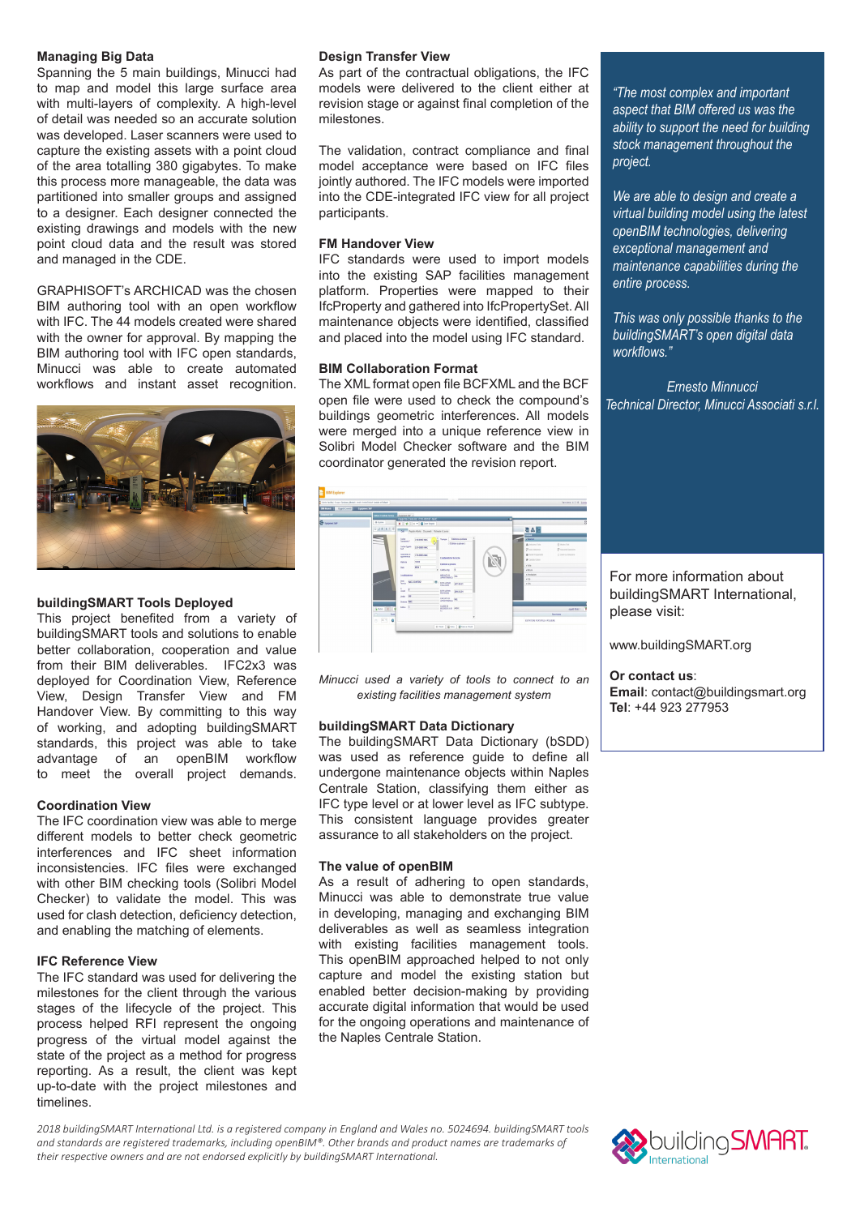## Managing Big Data

Spanning the 5 main buildings, Minucci had to map and model this large surface area with multi-layers of complexity. A high-level of detail was needed so an accurate solution was developed. Laser scanners were used to capture the existing assets with a point cloud of the area totalling 380 gigabytes. To make this process more manageable, the data was partitioned into smaller groups and assigned to a designer. Each designer connected the existing drawings and models with the new point cloud data and the result was stored and managed in the CDE.

GRAPHISOFT's ARCHICAD was the chosen BIM authoring tool with an open workflow with IFC. The 44 models created were shared with the owner for approval. By mapping the BIM authoring tool with IFC open standards, Minucci was able to create automated workflows and instant asset recognition.

## buildingSMART Tools Deployed

This project benefited from a variety of buildingSMART tools and solutions to enable better collaboration, cooperation and value from their BIM deliverables. IFC2x3 was deployed for Coordination View, Reference View, Design Transfer View and FM Handover View. By committing to this way of working, and adopting buildingSMART standards, this project was able to take advantage of an openBIM workflow to meet the overall project demands.

## Coordination View

The IFC coordination view was able to merge different models to better check geometric interferences and IFC sheet information inconsistencies. IFC files were exchanged with other BIM checking tools (Solibri Model Checker) to validate the model. This was used for clash detection, deficiency detection, and enabling the matching of elements.

## IFC Reference View

The IFC standard was used for delivering the milestones for the client through the various stages of the lifecycle of the project. This process helped RFI represent the ongoing progress of the virtual model against the state of the project as a method for progress reporting. As a result, the client was kept up-to-date with the project milestones and timelines.

## Design Transfer View

As part of the contractual obligations, the IFC models were delivered to the client either at revision stage or against final completion of the milestones.

The validation, contract compliance and final model acceptance were based on IFC files jointly authored. The IFC models were imported into the CDE-integrated IFC view for all project participants.

## FM Handover View

IFC standards were used to import models into the existing SAP facilities management platform. Properties were mapped to their IfcProperty and gathered into IfcPropertySet. All maintenance objects were identified, classified and placed into the model using IFC standard.

## BIM Collaboration Format

The XML format open file BCFXML and the BCF open file were used to check the compound's buildings geometric interferences. All models were merged into a unique reference view in Solibri Model Checker software and the BIM coordinator generated the revision report.

*Minucci used a variety of tools to connect to an existing facilities management system*

## buildingSMART Data Dictionary

The buildingSMART Data Dictionary (bSDD) was used as reference guide to define all undergone maintenance objects within Naples Centrale Station, classifying them either as IFC type level or at lower level as IFC subtype. This consistent language provides greater assurance to all stakeholders on the project.

## The value of openBIM

As a result of adhering to open standards, Minucci was able to demonstrate true value in developing, managing and exchanging BIM deliverables as well as seamless integration with existing facilities management tools. This openBIM approached helped to not only capture and model the existing station but enabled better decision-making by providing accurate digital information that would be used for the ongoing operations and maintenance of the Naples Centrale Station.

*"The most complex and important aspect that BIM offered us was the ability to support the need for building stock management throughout the project.*

*We are able to design and create a virtual building model using the latest openBIM technologies, delivering exceptional management and maintenance capabilities during the entire process.*

*This was only possible thanks to the buildingSMART's open digital data workflows."*

*Ernesto Minnucci*
*Technical Director, Minucci Associati s.r.l.*

For more information about buildingSMART International, please visit:

www.buildingSMART.org

**Or contact us**:
**Email**: contact@buildingsmart.org
**Tel**: +44 923 277953

*2018 buildingSMART International Ltd. is a registered company in England and Wales no. 5024694. buildingSMART tools and standards are registered trademarks, including openBIM®. Other brands and product names are trademarks of their respective owners and are not endorsed explicitly by buildingSMART International.*

buildingSMART International